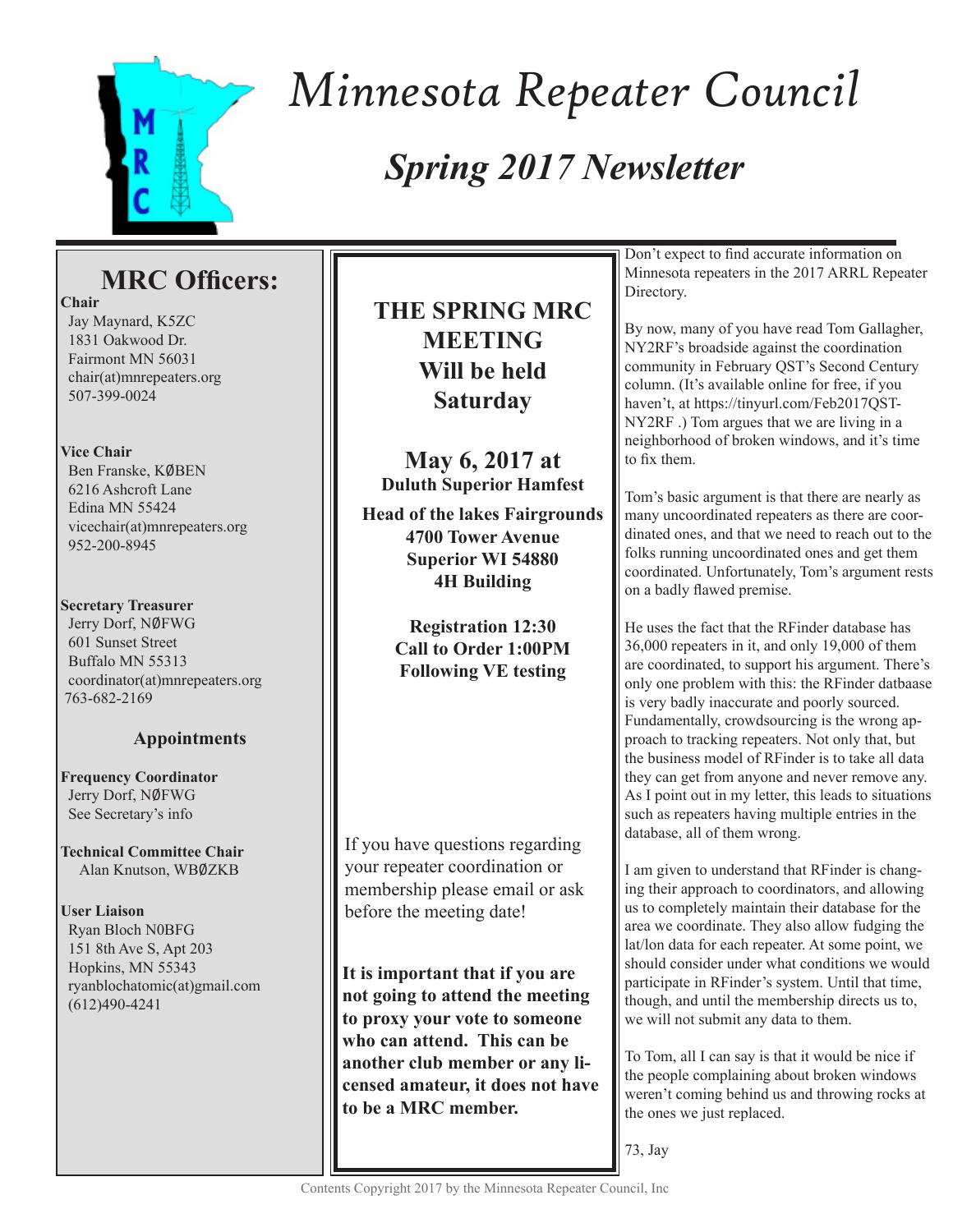# Minnesota Repeater Council

## *Spring 2017 Newsletter*

## MRC Officers:

**Chair**
Jay Maynard, K5ZC
1831 Oakwood Dr.
Fairmont MN 56031
chair(at)mnrepeaters.org
507-399-0024

**Vice Chair**
Ben Franske, KØBEN
6216 Ashcroft Lane
Edina MN 55424
vicechair(at)mnrepeaters.org
952-200-8945

**Secretary Treasurer**
Jerry Dorf, NØFWG
601 Sunset Street
Buffalo MN 55313
coordinator(at)mnrepeaters.org
763-682-2169

### Appointments

**Frequency Coordinator**
Jerry Dorf, NØFWG
See Secretary's info

**Technical Committee Chair**
Alan Knutson, WBØZKB

**User Liaison**
Ryan Bloch N0BFG
151 8th Ave S, Apt 203
Hopkins, MN 55343
ryanblochatomic(at)gmail.com
(612)490-4241

---

**THE SPRING MRC MEETING Will be held Saturday**

**May 6, 2017 at**
**Duluth Superior Hamfest**

**Head of the lakes Fairgrounds**
**4700 Tower Avenue**
**Superior WI 54880**
**4H Building**

**Registration 12:30**
**Call to Order 1:00PM**
**Following VE testing**

If you have questions regarding your repeater coordination or membership please email or ask before the meeting date!

**It is important that if you are not going to attend the meeting to proxy your vote to someone who can attend. This can be another club member or any licensed amateur, it does not have to be a MRC member.**

---

Don't expect to find accurate information on Minnesota repeaters in the 2017 ARRL Repeater Directory.

By now, many of you have read Tom Gallagher, NY2RF's broadside against the coordination community in February QST's Second Century column. (It's available online for free, if you haven't, at https://tinyurl.com/Feb2017QST-NY2RF .) Tom argues that we are living in a neighborhood of broken windows, and it's time to fix them.

Tom's basic argument is that there are nearly as many uncoordinated repeaters as there are coordinated ones, and that we need to reach out to the folks running uncoordinated ones and get them coordinated. Unfortunately, Tom's argument rests on a badly flawed premise.

He uses the fact that the RFinder database has 36,000 repeaters in it, and only 19,000 of them are coordinated, to support his argument. There's only one problem with this: the RFinder datbaase is very badly inaccurate and poorly sourced. Fundamentally, crowdsourcing is the wrong approach to tracking repeaters. Not only that, but the business model of RFinder is to take all data they can get from anyone and never remove any. As I point out in my letter, this leads to situations such as repeaters having multiple entries in the database, all of them wrong.

I am given to understand that RFinder is changing their approach to coordinators, and allowing us to completely maintain their database for the area we coordinate. They also allow fudging the lat/lon data for each repeater. At some point, we should consider under what conditions we would participate in RFinder's system. Until that time, though, and until the membership directs us to, we will not submit any data to them.

To Tom, all I can say is that it would be nice if the people complaining about broken windows weren't coming behind us and throwing rocks at the ones we just replaced.

73, Jay

Contents Copyright 2017 by the Minnesota Repeater Council, Inc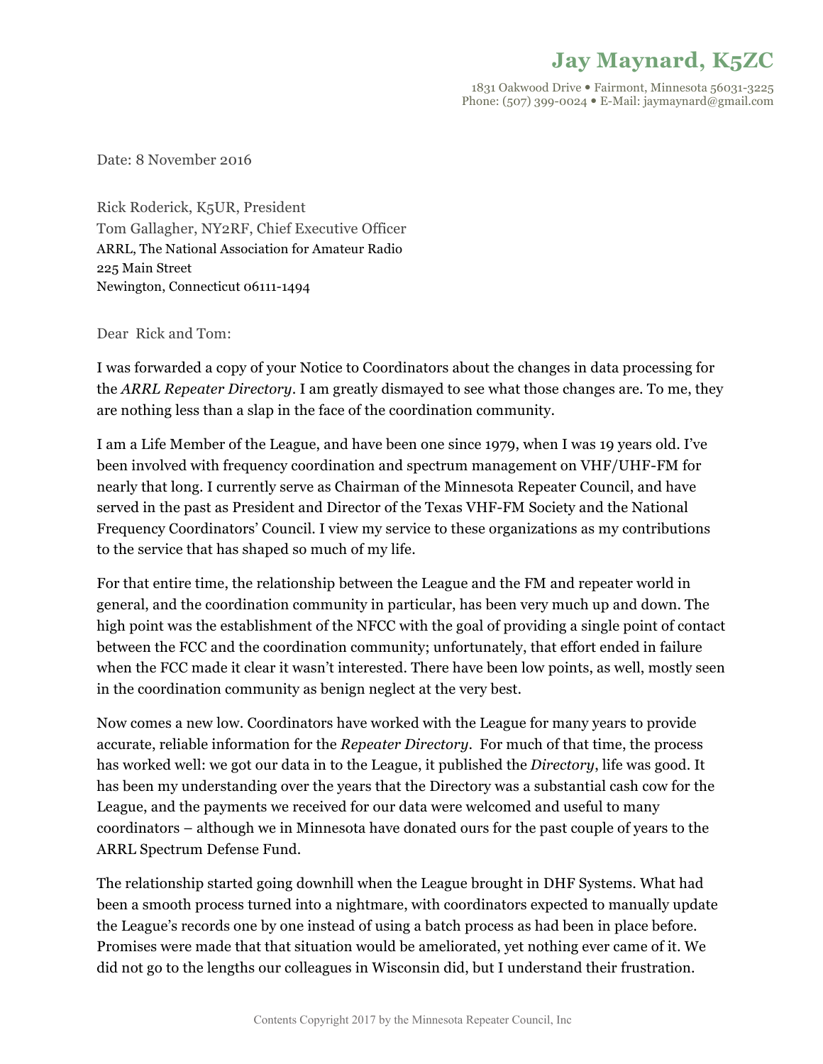# Jay Maynard, K5ZC

1831 Oakwood Drive • Fairmont, Minnesota 56031-3225
Phone: (507) 399-0024 • E-Mail: jaymaynard@gmail.com

Date: 8 November 2016

Rick Roderick, K5UR, President
Tom Gallagher, NY2RF, Chief Executive Officer
ARRL, The National Association for Amateur Radio
225 Main Street
Newington, Connecticut 06111-1494

Dear Rick and Tom:

I was forwarded a copy of your Notice to Coordinators about the changes in data processing for the *ARRL Repeater Directory*. I am greatly dismayed to see what those changes are. To me, they are nothing less than a slap in the face of the coordination community.

I am a Life Member of the League, and have been one since 1979, when I was 19 years old. I've been involved with frequency coordination and spectrum management on VHF/UHF-FM for nearly that long. I currently serve as Chairman of the Minnesota Repeater Council, and have served in the past as President and Director of the Texas VHF-FM Society and the National Frequency Coordinators' Council. I view my service to these organizations as my contributions to the service that has shaped so much of my life.

For that entire time, the relationship between the League and the FM and repeater world in general, and the coordination community in particular, has been very much up and down. The high point was the establishment of the NFCC with the goal of providing a single point of contact between the FCC and the coordination community; unfortunately, that effort ended in failure when the FCC made it clear it wasn't interested. There have been low points, as well, mostly seen in the coordination community as benign neglect at the very best.

Now comes a new low. Coordinators have worked with the League for many years to provide accurate, reliable information for the *Repeater Directory*. For much of that time, the process has worked well: we got our data in to the League, it published the *Directory*, life was good. It has been my understanding over the years that the Directory was a substantial cash cow for the League, and the payments we received for our data were welcomed and useful to many coordinators – although we in Minnesota have donated ours for the past couple of years to the ARRL Spectrum Defense Fund.

The relationship started going downhill when the League brought in DHF Systems. What had been a smooth process turned into a nightmare, with coordinators expected to manually update the League's records one by one instead of using a batch process as had been in place before. Promises were made that that situation would be ameliorated, yet nothing ever came of it. We did not go to the lengths our colleagues in Wisconsin did, but I understand their frustration.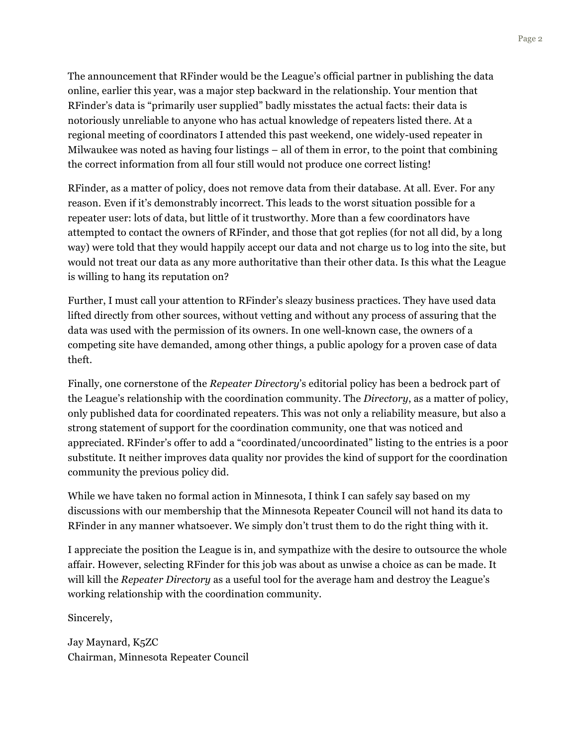The announcement that RFinder would be the League's official partner in publishing the data online, earlier this year, was a major step backward in the relationship. Your mention that RFinder's data is "primarily user supplied" badly misstates the actual facts: their data is notoriously unreliable to anyone who has actual knowledge of repeaters listed there. At a regional meeting of coordinators I attended this past weekend, one widely-used repeater in Milwaukee was noted as having four listings – all of them in error, to the point that combining the correct information from all four still would not produce one correct listing!

RFinder, as a matter of policy, does not remove data from their database. At all. Ever. For any reason. Even if it's demonstrably incorrect. This leads to the worst situation possible for a repeater user: lots of data, but little of it trustworthy. More than a few coordinators have attempted to contact the owners of RFinder, and those that got replies (for not all did, by a long way) were told that they would happily accept our data and not charge us to log into the site, but would not treat our data as any more authoritative than their other data. Is this what the League is willing to hang its reputation on?

Further, I must call your attention to RFinder's sleazy business practices. They have used data lifted directly from other sources, without vetting and without any process of assuring that the data was used with the permission of its owners. In one well-known case, the owners of a competing site have demanded, among other things, a public apology for a proven case of data theft.

Finally, one cornerstone of the *Repeater Directory*'s editorial policy has been a bedrock part of the League's relationship with the coordination community. The *Directory*, as a matter of policy, only published data for coordinated repeaters. This was not only a reliability measure, but also a strong statement of support for the coordination community, one that was noticed and appreciated. RFinder's offer to add a "coordinated/uncoordinated" listing to the entries is a poor substitute. It neither improves data quality nor provides the kind of support for the coordination community the previous policy did.

While we have taken no formal action in Minnesota, I think I can safely say based on my discussions with our membership that the Minnesota Repeater Council will not hand its data to RFinder in any manner whatsoever. We simply don't trust them to do the right thing with it.

I appreciate the position the League is in, and sympathize with the desire to outsource the whole affair. However, selecting RFinder for this job was about as unwise a choice as can be made. It will kill the *Repeater Directory* as a useful tool for the average ham and destroy the League's working relationship with the coordination community.

Sincerely,

Jay Maynard, K5ZC
Chairman, Minnesota Repeater Council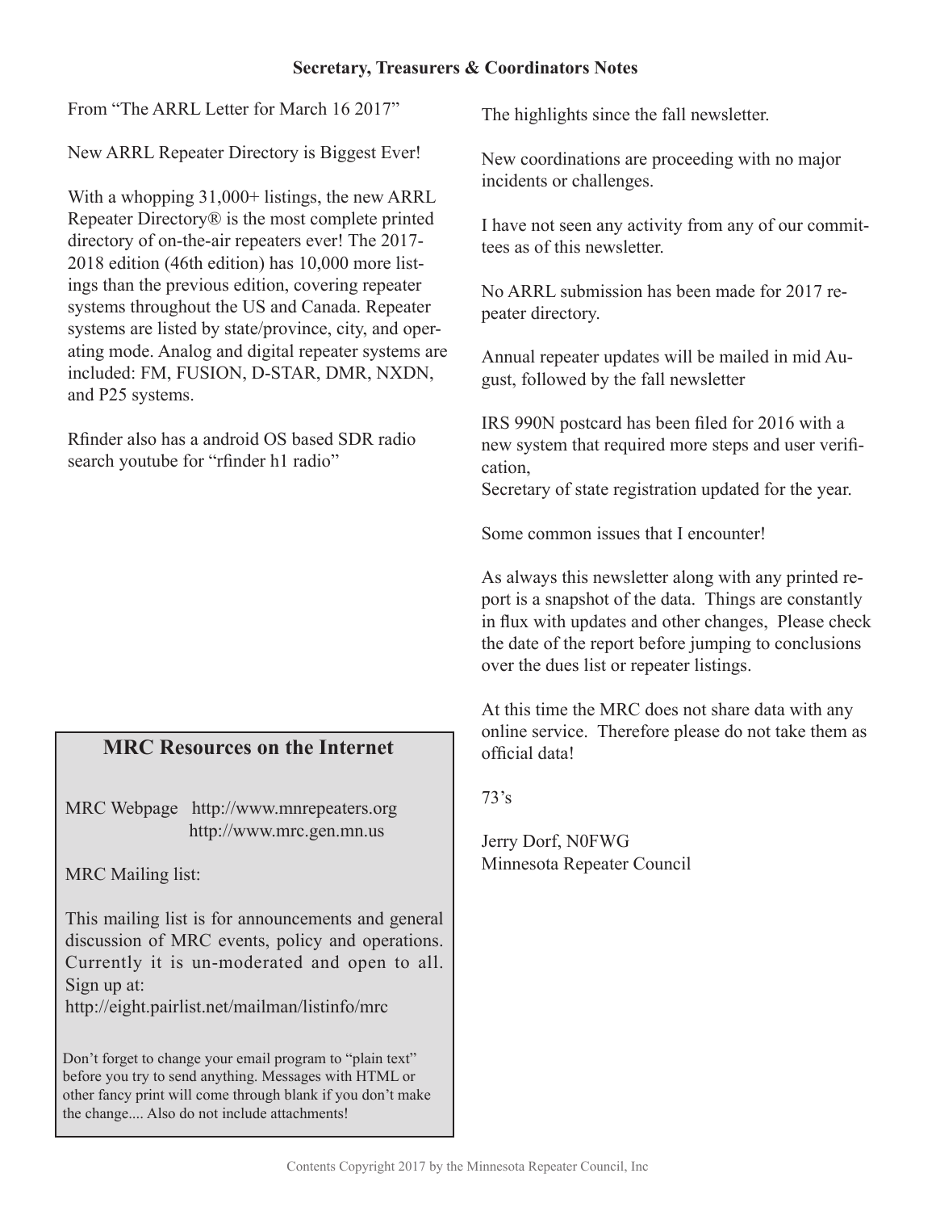## Secretary, Treasurers & Coordinators Notes

From "The ARRL Letter for March 16 2017"

New ARRL Repeater Directory is Biggest Ever!

With a whopping 31,000+ listings, the new ARRL Repeater Directory® is the most complete printed directory of on-the-air repeaters ever! The 2017-2018 edition (46th edition) has 10,000 more listings than the previous edition, covering repeater systems throughout the US and Canada. Repeater systems are listed by state/province, city, and operating mode. Analog and digital repeater systems are included: FM, FUSION, D-STAR, DMR, NXDN, and P25 systems.

Rfinder also has a android OS based SDR radio search youtube for "rfinder h1 radio"

### MRC Resources on the Internet

MRC Webpage http://www.mnrepeaters.org
http://www.mrc.gen.mn.us

MRC Mailing list:

This mailing list is for announcements and general discussion of MRC events, policy and operations. Currently it is un-moderated and open to all. Sign up at:
http://eight.pairlist.net/mailman/listinfo/mrc

Don't forget to change your email program to "plain text" before you try to send anything. Messages with HTML or other fancy print will come through blank if you don't make the change.... Also do not include attachments!

The highlights since the fall newsletter.

New coordinations are proceeding with no major incidents or challenges.

I have not seen any activity from any of our committees as of this newsletter.

No ARRL submission has been made for 2017 repeater directory.

Annual repeater updates will be mailed in mid August, followed by the fall newsletter

IRS 990N postcard has been filed for 2016 with a new system that required more steps and user verification,
Secretary of state registration updated for the year.

Some common issues that I encounter!

As always this newsletter along with any printed report is a snapshot of the data. Things are constantly in flux with updates and other changes, Please check the date of the report before jumping to conclusions over the dues list or repeater listings.

At this time the MRC does not share data with any online service. Therefore please do not take them as official data!

73's

Jerry Dorf, N0FWG
Minnesota Repeater Council

Contents Copyright 2017 by the Minnesota Repeater Council, Inc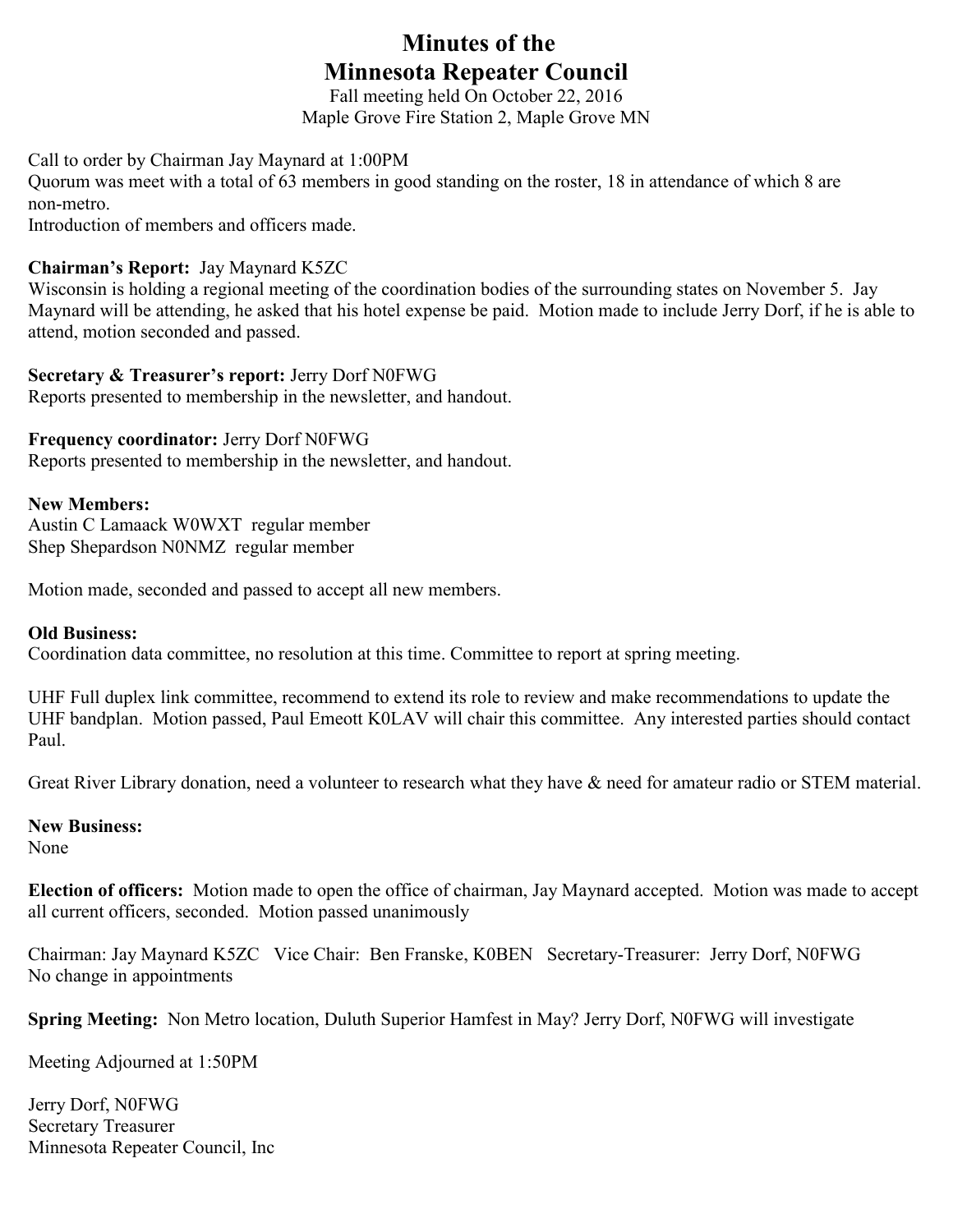# Minutes of the
# Minnesota Repeater Council

Fall meeting held On October 22, 2016
Maple Grove Fire Station 2, Maple Grove MN

Call to order by Chairman Jay Maynard at 1:00PM
Quorum was meet with a total of 63 members in good standing on the roster, 18 in attendance of which 8 are non-metro.
Introduction of members and officers made.

**Chairman's Report:** Jay Maynard K5ZC
Wisconsin is holding a regional meeting of the coordination bodies of the surrounding states on November 5. Jay Maynard will be attending, he asked that his hotel expense be paid. Motion made to include Jerry Dorf, if he is able to attend, motion seconded and passed.

**Secretary & Treasurer's report:** Jerry Dorf N0FWG
Reports presented to membership in the newsletter, and handout.

**Frequency coordinator:** Jerry Dorf N0FWG
Reports presented to membership in the newsletter, and handout.

**New Members:**
Austin C Lamaack W0WXT regular member
Shep Shepardson N0NMZ regular member

Motion made, seconded and passed to accept all new members.

**Old Business:**
Coordination data committee, no resolution at this time. Committee to report at spring meeting.

UHF Full duplex link committee, recommend to extend its role to review and make recommendations to update the UHF bandplan. Motion passed, Paul Emeott K0LAV will chair this committee. Any interested parties should contact Paul.

Great River Library donation, need a volunteer to research what they have & need for amateur radio or STEM material.

**New Business:**
None

**Election of officers:** Motion made to open the office of chairman, Jay Maynard accepted. Motion was made to accept all current officers, seconded. Motion passed unanimously

Chairman: Jay Maynard K5ZC Vice Chair: Ben Franske, K0BEN Secretary-Treasurer: Jerry Dorf, N0FWG
No change in appointments

**Spring Meeting:** Non Metro location, Duluth Superior Hamfest in May? Jerry Dorf, N0FWG will investigate

Meeting Adjourned at 1:50PM

Jerry Dorf, N0FWG
Secretary Treasurer
Minnesota Repeater Council, Inc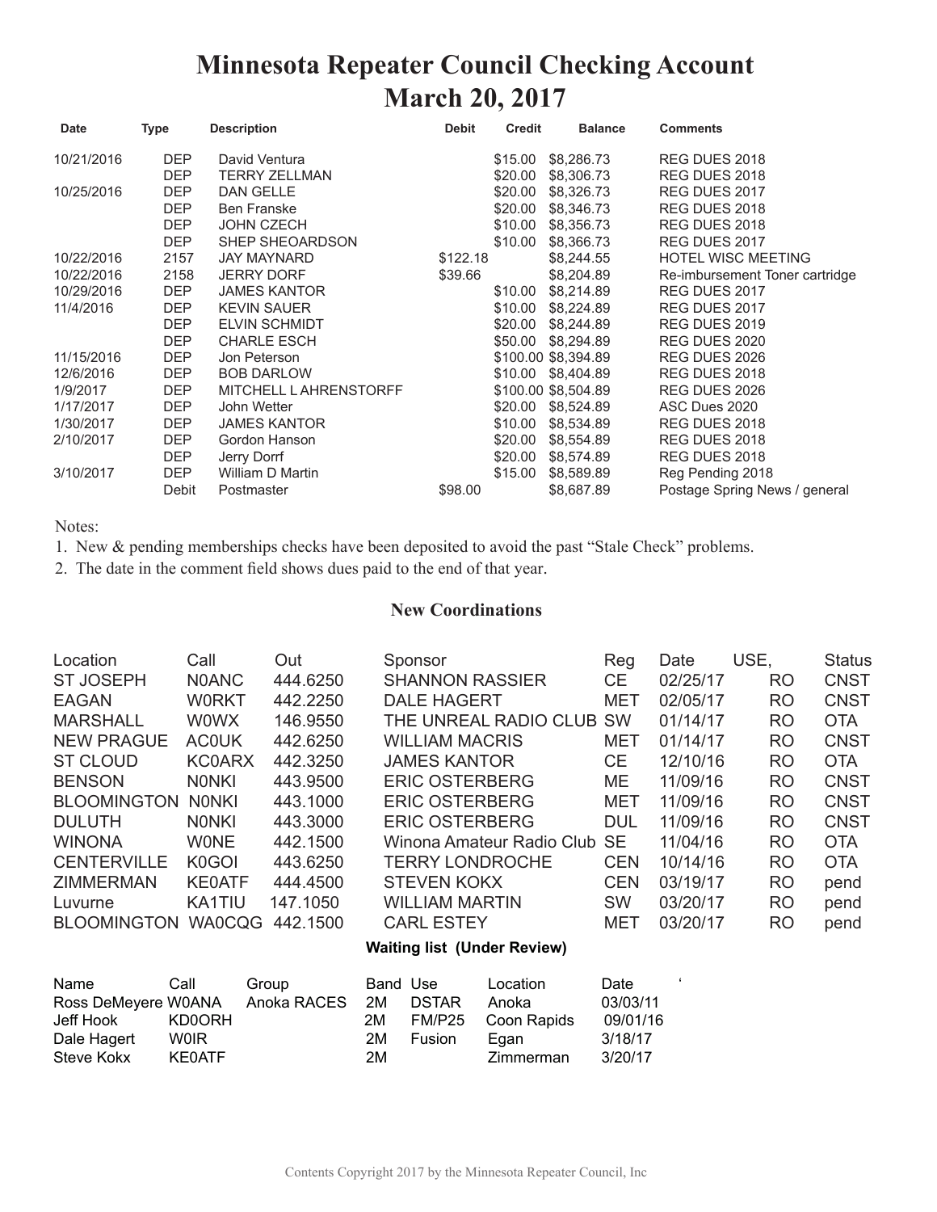# Minnesota Repeater Council Checking Account
# March 20, 2017

| Date | Type | Description | Debit | Credit | Balance | Comments |
|---|---|---|---|---|---|---|
| 10/21/2016 | DEP | David Ventura | | $15.00 | $8,286.73 | REG DUES 2018 |
| | DEP | TERRY ZELLMAN | | $20.00 | $8,306.73 | REG DUES 2018 |
| 10/25/2016 | DEP | DAN GELLE | | $20.00 | $8,326.73 | REG DUES 2017 |
| | DEP | Ben Franske | | $20.00 | $8,346.73 | REG DUES 2018 |
| | DEP | JOHN CZECH | | $10.00 | $8,356.73 | REG DUES 2018 |
| | DEP | SHEP SHEOARDSON | | $10.00 | $8,366.73 | REG DUES 2017 |
| 10/22/2016 | 2157 | JAY MAYNARD | $122.18 | | $8,244.55 | HOTEL WISC MEETING |
| 10/22/2016 | 2158 | JERRY DORF | $39.66 | | $8,204.89 | Re-imbursement Toner cartridge |
| 10/29/2016 | DEP | JAMES KANTOR | | $10.00 | $8,214.89 | REG DUES 2017 |
| 11/4/2016 | DEP | KEVIN SAUER | | $10.00 | $8,224.89 | REG DUES 2017 |
| | DEP | ELVIN SCHMIDT | | $20.00 | $8,244.89 | REG DUES 2019 |
| | DEP | CHARLE ESCH | | $50.00 | $8,294.89 | REG DUES 2020 |
| 11/15/2016 | DEP | Jon Peterson | | $100.00 | $8,394.89 | REG DUES 2026 |
| 12/6/2016 | DEP | BOB DARLOW | | $10.00 | $8,404.89 | REG DUES 2018 |
| 1/9/2017 | DEP | MITCHELL L AHRENSTORFF | | $100.00 | $8,504.89 | REG DUES 2026 |
| 1/17/2017 | DEP | John Wetter | | $20.00 | $8,524.89 | ASC Dues 2020 |
| 1/30/2017 | DEP | JAMES KANTOR | | $10.00 | $8,534.89 | REG DUES 2018 |
| 2/10/2017 | DEP | Gordon Hanson | | $20.00 | $8,554.89 | REG DUES 2018 |
| | DEP | Jerry Dorrf | | $20.00 | $8,574.89 | REG DUES 2018 |
| 3/10/2017 | DEP | William D Martin | | $15.00 | $8,589.89 | Reg Pending 2018 |
| | Debit | Postmaster | $98.00 | | $8,687.89 | Postage Spring News / general |

Notes:

1. New & pending memberships checks have been deposited to avoid the past "Stale Check" problems.
2. The date in the comment field shows dues paid to the end of that year.

### New Coordinations

| Location | Call | Out | Sponsor | Reg | Date | USE, | Status |
|---|---|---|---|---|---|---|---|
| ST JOSEPH | N0ANC | 444.6250 | SHANNON RASSIER | CE | 02/25/17 | RO | CNST |
| EAGAN | W0RKT | 442.2250 | DALE HAGERT | MET | 02/05/17 | RO | CNST |
| MARSHALL | W0WX | 146.9550 | THE UNREAL RADIO CLUB | SW | 01/14/17 | RO | OTA |
| NEW PRAGUE | AC0UK | 442.6250 | WILLIAM MACRIS | MET | 01/14/17 | RO | CNST |
| ST CLOUD | KC0ARX | 442.3250 | JAMES KANTOR | CE | 12/10/16 | RO | OTA |
| BENSON | N0NKI | 443.9500 | ERIC OSTERBERG | ME | 11/09/16 | RO | CNST |
| BLOOMINGTON | N0NKI | 443.1000 | ERIC OSTERBERG | MET | 11/09/16 | RO | CNST |
| DULUTH | N0NKI | 443.3000 | ERIC OSTERBERG | DUL | 11/09/16 | RO | CNST |
| WINONA | W0NE | 442.1500 | Winona Amateur Radio Club | SE | 11/04/16 | RO | OTA |
| CENTERVILLE | K0GOI | 443.6250 | TERRY LONDROCHE | CEN | 10/14/16 | RO | OTA |
| ZIMMERMAN | KE0ATF | 444.4500 | STEVEN KOKX | CEN | 03/19/17 | RO | pend |
| Luvurne | KA1TIU | 147.1050 | WILLIAM MARTIN | SW | 03/20/17 | RO | pend |
| BLOOMINGTON | WA0CQG | 442.1500 | CARL ESTEY | MET | 03/20/17 | RO | pend |

**Waiting list (Under Review)**

| Name | Call | Group | Band | Use | Location | Date |
|---|---|---|---|---|---|---|
| Ross DeMeyere | W0ANA | Anoka RACES | 2M | DSTAR | Anoka | 03/03/11 |
| Jeff Hook | KD0ORH | | 2M | FM/P25 | Coon Rapids | 09/01/16 |
| Dale Hagert | W0IR | | 2M | Fusion | Egan | 3/18/17 |
| Steve Kokx | KE0ATF | | 2M | | Zimmerman | 3/20/17 |

Contents Copyright 2017 by the Minnesota Repeater Council, Inc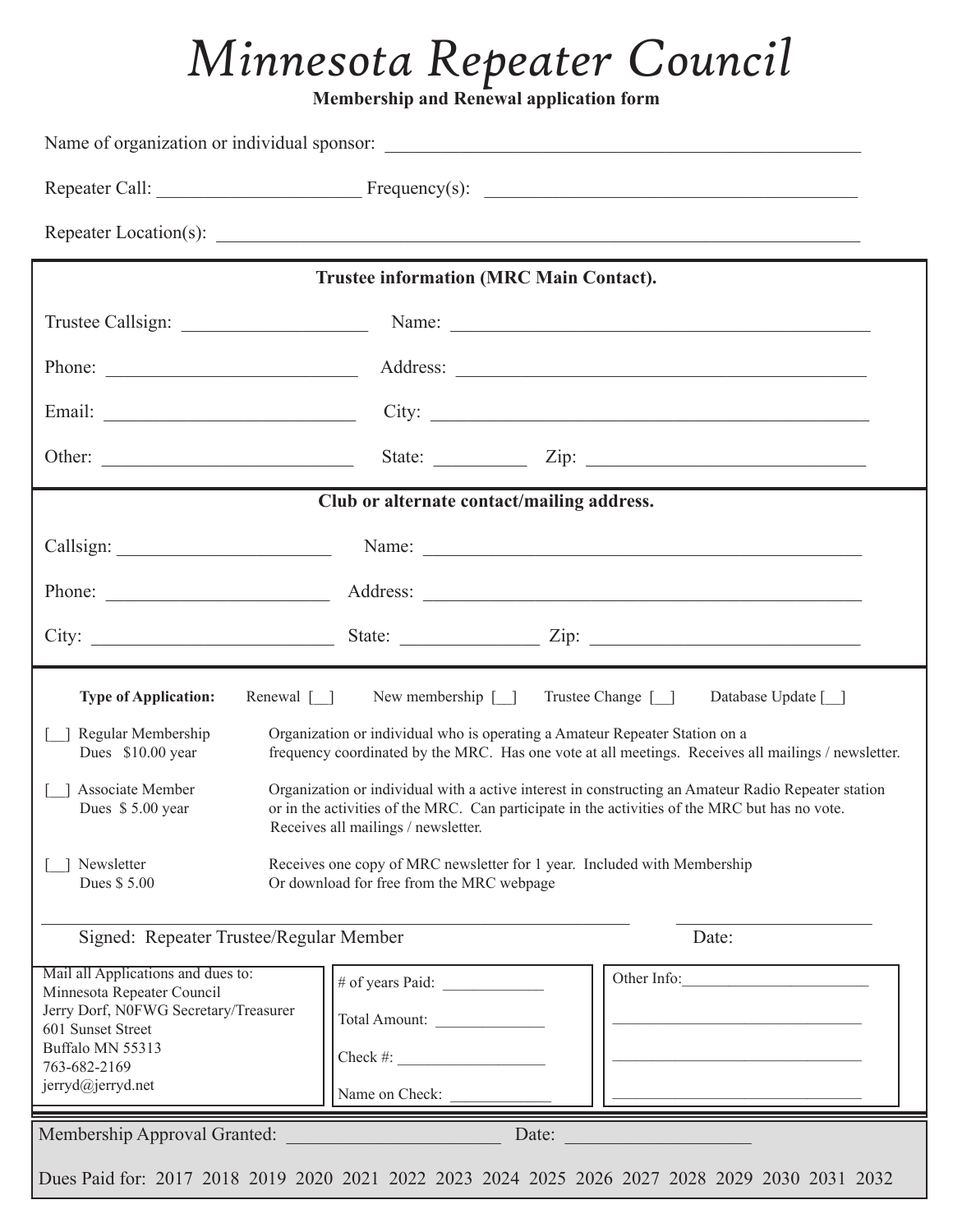# Minnesota Repeater Council

**Membership and Renewal application form**

Name of organization or individual sponsor: ____________________________________________________

Repeater Call: ______________________ Frequency(s): ________________________________________

Repeater Location(s): ______________________________________________________________________

**Trustee information (MRC Main Contact).**

Trustee Callsign: ____________________ Name: ______________________________________________

Phone: ___________________________ Address: _____________________________________________

Email: ___________________________ City: _________________________________________________

Other: ___________________________ State: __________ Zip: ______________________________

**Club or alternate contact/mailing address.**

Callsign: _______________________ Name: _______________________________________________

Phone: ________________________ Address: _____________________________________________

City: ___________________________ State: _______________ Zip: ____________________________

**Type of Application:** Renewal [__] New membership [__] Trustee Change [__] Database Update [__]

[__] Regular Membership
Dues $10.00 year
Organization or individual who is operating a Amateur Repeater Station on a frequency coordinated by the MRC. Has one vote at all meetings. Receives all mailings / newsletter.

[__] Associate Member
Dues $ 5.00 year
Organization or individual with a active interest in constructing an Amateur Radio Repeater station or in the activities of the MRC. Can participate in the activities of the MRC but has no vote. Receives all mailings / newsletter.

[__] Newsletter
Dues $ 5.00
Receives one copy of MRC newsletter for 1 year. Included with Membership Or download for free from the MRC webpage

_________________________________________________________________ ______________________

Signed: Repeater Trustee/Regular Member Date:

Mail all Applications and dues to:
Minnesota Repeater Council
Jerry Dorf, N0FWG Secretary/Treasurer
601 Sunset Street
Buffalo MN 55313
763-682-2169
jerryd@jerryd.net

# of years Paid: _____________

Total Amount: ______________

Check #: ___________________

Name on Check: _____________

Other Info:________________________

__________________________________

__________________________________

__________________________________

Membership Approval Granted: _______________________ Date: ____________________

Dues Paid for: 2017 2018 2019 2020 2021 2022 2023 2024 2025 2026 2027 2028 2029 2030 2031 2032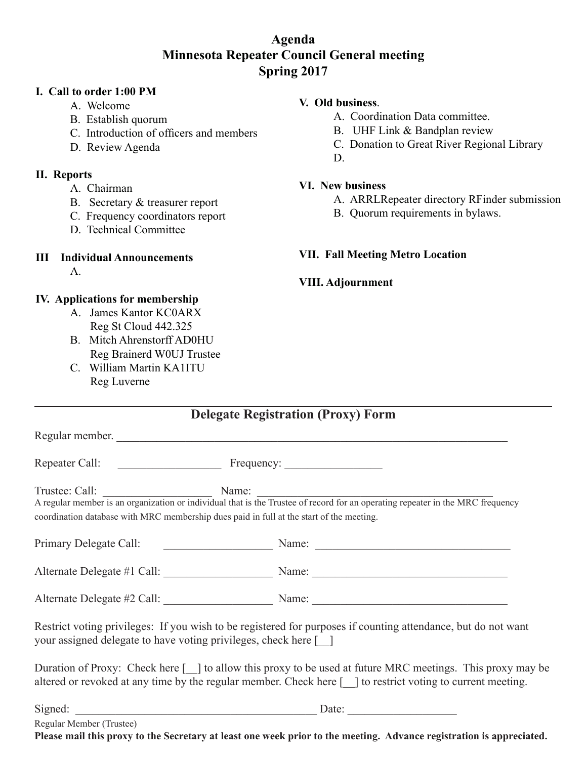# Agenda
# Minnesota Repeater Council General meeting
# Spring 2017

**I. Call to order 1:00 PM**

A. Welcome
B. Establish quorum
C. Introduction of officers and members
D. Review Agenda

**II. Reports**

A. Chairman
B. Secretary & treasurer report
C. Frequency coordinators report
D. Technical Committee

**III Individual Announcements**

A.

**IV. Applications for membership**

A. James Kantor KC0ARX
Reg St Cloud 442.325
B. Mitch Ahrenstorff AD0HU
Reg Brainerd W0UJ Trustee
C. William Martin KA1ITU
Reg Luverne

**V. Old business**.

A. Coordination Data committee.
B. UHF Link & Bandplan review
C. Donation to Great River Regional Library
D.

**VI. New business**

A. ARRLRepeater directory RFinder submission
B. Quorum requirements in bylaws.

**VII. Fall Meeting Metro Location**

**VIII. Adjournment**

---

## Delegate Registration (Proxy) Form

Regular member. ______________________________________________________________________

Repeater Call: __________________ Frequency: _________________

Trustee: Call: ___________________ Name: __________________________________________

A regular member is an organization or individual that is the Trustee of record for an operating repeater in the MRC frequency coordination database with MRC membership dues paid in full at the start of the meeting.

Primary Delegate Call: ___________________ Name: ___________________________________

Alternate Delegate #1 Call: ___________________ Name: ___________________________________

Alternate Delegate #2 Call: ___________________ Name: ___________________________________

Restrict voting privileges: If you wish to be registered for purposes if counting attendance, but do not want your assigned delegate to have voting privileges, check here [__]

Duration of Proxy: Check here [__] to allow this proxy to be used at future MRC meetings. This proxy may be altered or revoked at any time by the regular member. Check here [__] to restrict voting to current meeting.

Signed: __________________________________________ Date: ___________________
Regular Member (Trustee)

**Please mail this proxy to the Secretary at least one week prior to the meeting. Advance registration is appreciated.**